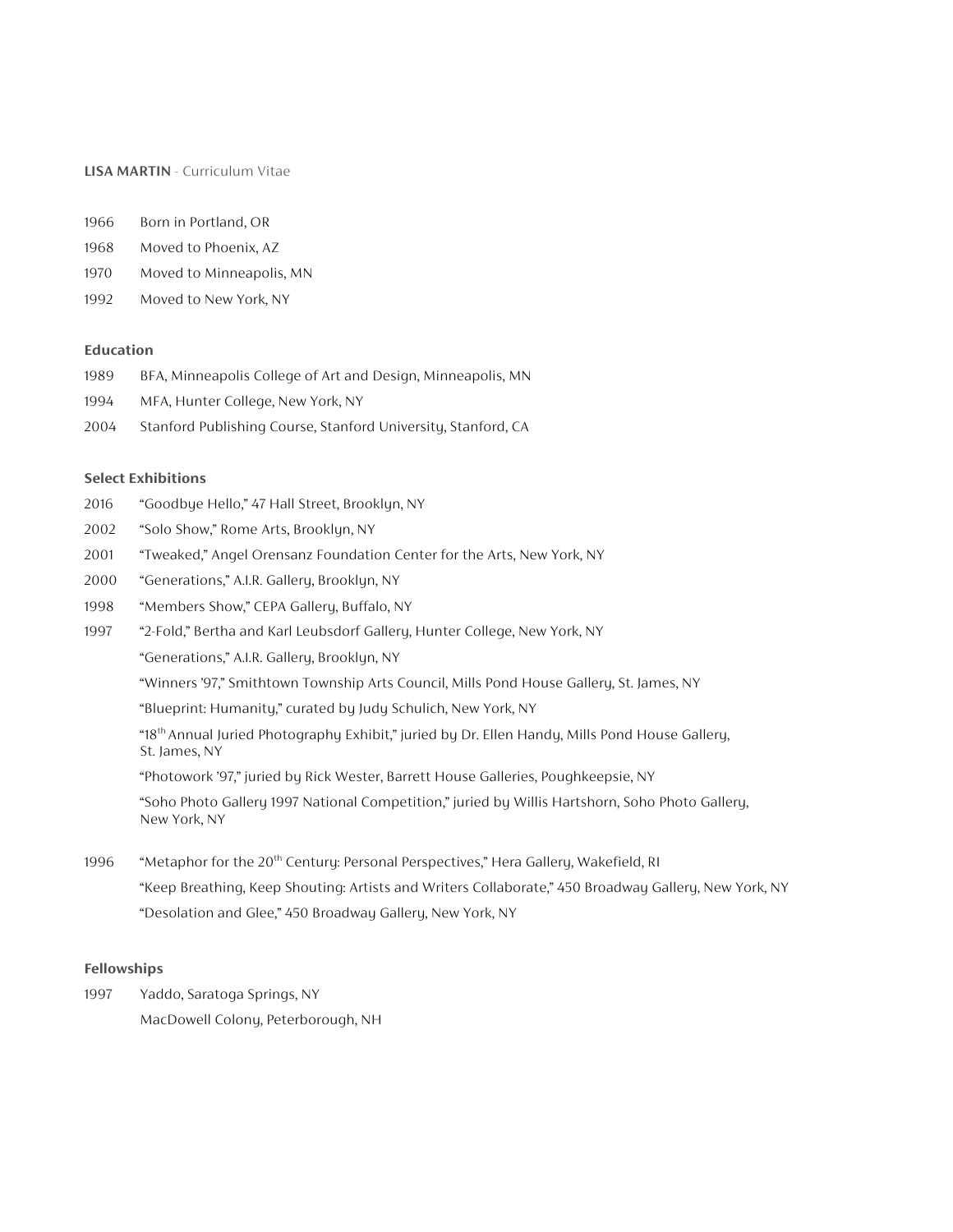**LISA MARTIN** - Curriculum Vitae

1966 Born in Portland, OR

1968 Moved to Phoenix, AZ

1970 Moved to Minneapolis, MN

1992 Moved to New York, NY

### Education

1989 BFA, Minneapolis College of Art and Design, Minneapolis, MN

1994 MFA, Hunter College, New York, NY

2004 Stanford Publishing Course, Stanford University, Stanford, CA

### Select Exhibitions

2016 "Goodbye Hello," 47 Hall Street, Brooklyn, NY

2002 "Solo Show," Rome Arts, Brooklyn, NY

2001 "Tweaked," Angel Orensanz Foundation Center for the Arts, New York, NY

2000 "Generations," A.I.R. Gallery, Brooklyn, NY

1998 "Members Show," CEPA Gallery, Buffalo, NY

1997 "2-Fold," Bertha and Karl Leubsdorf Gallery, Hunter College, New York, NY

"Generations," A.I.R. Gallery, Brooklyn, NY

"Winners '97," Smithtown Township Arts Council, Mills Pond House Gallery, St. James, NY

"Blueprint: Humanity," curated by Judy Schulich, New York, NY

"18th Annual Juried Photography Exhibit," juried by Dr. Ellen Handy, Mills Pond House Gallery, St. James, NY

"Photowork '97," juried by Rick Wester, Barrett House Galleries, Poughkeepsie, NY

"Soho Photo Gallery 1997 National Competition," juried by Willis Hartshorn, Soho Photo Gallery, New York, NY

1996 "Metaphor for the 20th Century: Personal Perspectives," Hera Gallery, Wakefield, RI

"Keep Breathing, Keep Shouting: Artists and Writers Collaborate," 450 Broadway Gallery, New York, NY

"Desolation and Glee," 450 Broadway Gallery, New York, NY

### Fellowships

1997 Yaddo, Saratoga Springs, NY

MacDowell Colony, Peterborough, NH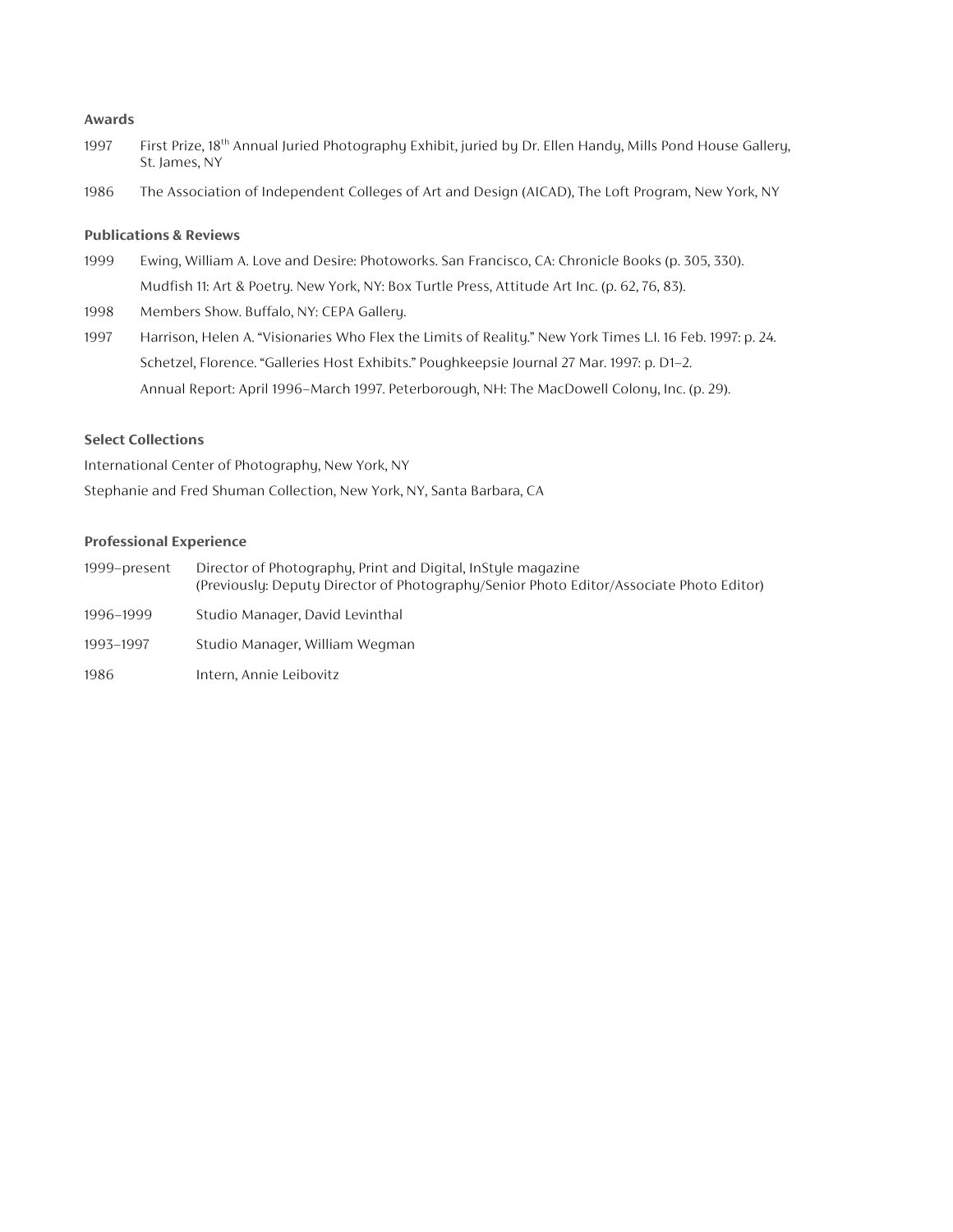### Awards

1997 First Prize, 18th Annual Juried Photography Exhibit, juried by Dr. Ellen Handy, Mills Pond House Gallery, St. James, NY

1986 The Association of Independent Colleges of Art and Design (AICAD), The Loft Program, New York, NY

### Publications & Reviews

1999 Ewing, William A. Love and Desire: Photoworks. San Francisco, CA: Chronicle Books (p. 305, 330).

Mudfish 11: Art & Poetry. New York, NY: Box Turtle Press, Attitude Art Inc. (p. 62, 76, 83).

1998 Members Show. Buffalo, NY: CEPA Gallery.

1997 Harrison, Helen A. "Visionaries Who Flex the Limits of Reality." New York Times L.I. 16 Feb. 1997: p. 24.

Schetzel, Florence. "Galleries Host Exhibits." Poughkeepsie Journal 27 Mar. 1997: p. D1–2.

Annual Report: April 1996–March 1997. Peterborough, NH: The MacDowell Colony, Inc. (p. 29).

### Select Collections

International Center of Photography, New York, NY

Stephanie and Fred Shuman Collection, New York, NY, Santa Barbara, CA

### Professional Experience

1999–present Director of Photography, Print and Digital, InStyle magazine
(Previously: Deputy Director of Photography/Senior Photo Editor/Associate Photo Editor)

1996–1999 Studio Manager, David Levinthal

1993–1997 Studio Manager, William Wegman

1986 Intern, Annie Leibovitz